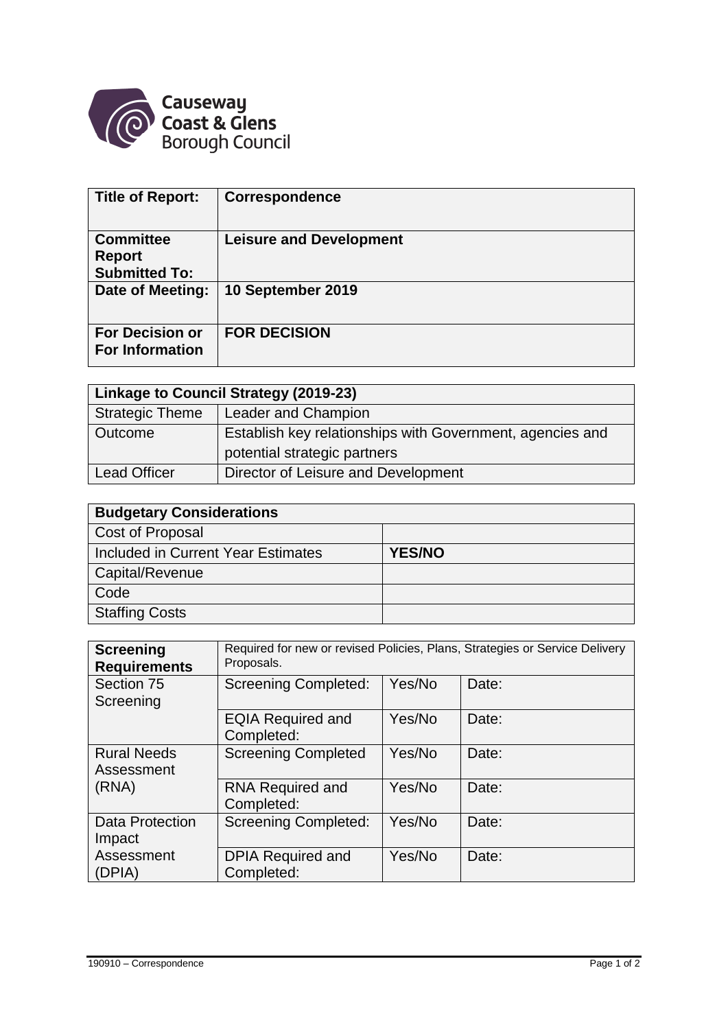Causeway Coast & Glens Borough Council

| Title of Report: | Correspondence |
|---|---|
| Committee Report Submitted To: | Leisure and Development |
| Date of Meeting: | 10 September 2019 |
| For Decision or For Information | FOR DECISION |

| Linkage to Council Strategy (2019-23) | |
|---|---|
| Strategic Theme | Leader and Champion |
| Outcome | Establish key relationships with Government, agencies and potential strategic partners |
| Lead Officer | Director of Leisure and Development |

| Budgetary Considerations | |
|---|---|
| Cost of Proposal | |
| Included in Current Year Estimates | **YES/NO** |
| Capital/Revenue | |
| Code | |
| Staffing Costs | |

| Screening Requirements | Required for new or revised Policies, Plans, Strategies or Service Delivery Proposals. | | |
|---|---|---|---|
| Section 75 Screening | Screening Completed: | Yes/No | Date: |
| | EQIA Required and Completed: | Yes/No | Date: |
| Rural Needs Assessment (RNA) | Screening Completed | Yes/No | Date: |
| | RNA Required and Completed: | Yes/No | Date: |
| Data Protection Impact Assessment (DPIA) | Screening Completed: | Yes/No | Date: |
| | DPIA Required and Completed: | Yes/No | Date: |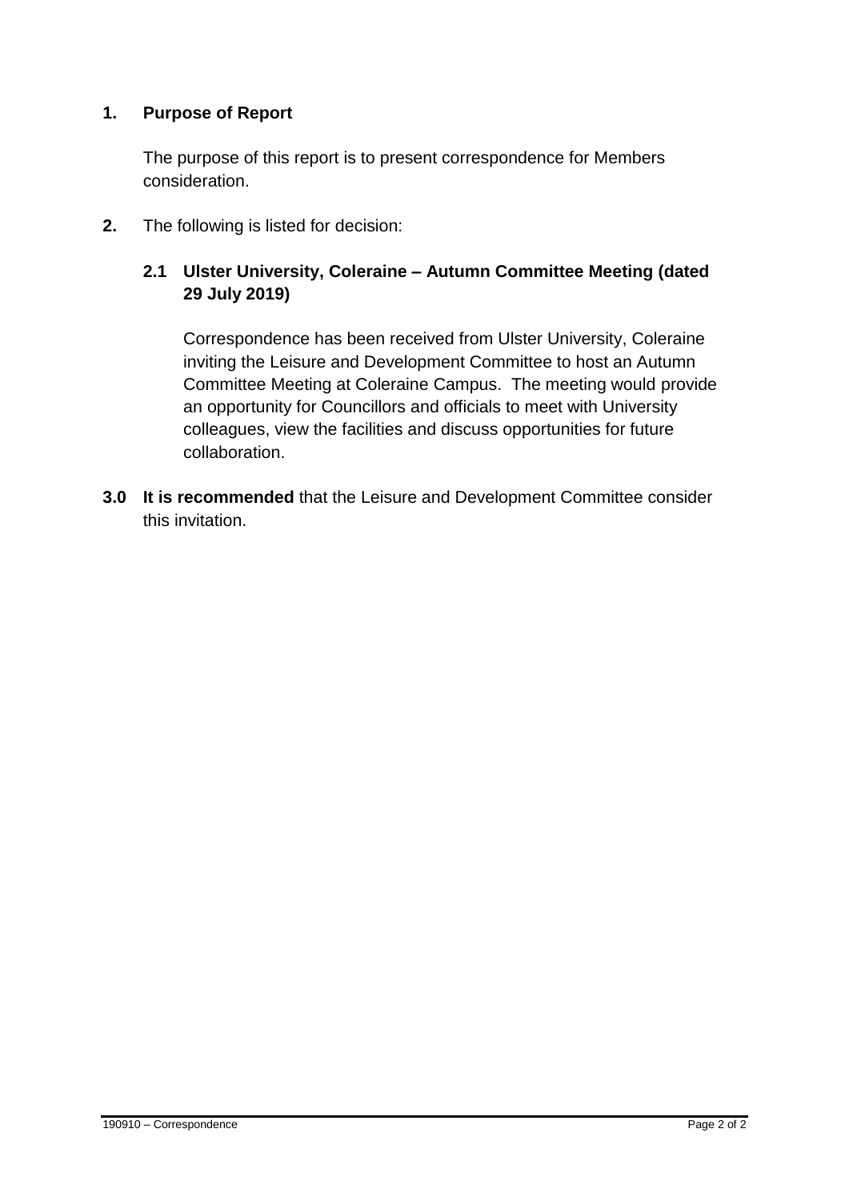## 1. Purpose of Report

The purpose of this report is to present correspondence for Members consideration.

**2.** The following is listed for decision:

### 2.1 Ulster University, Coleraine – Autumn Committee Meeting (dated 29 July 2019)

Correspondence has been received from Ulster University, Coleraine inviting the Leisure and Development Committee to host an Autumn Committee Meeting at Coleraine Campus. The meeting would provide an opportunity for Councillors and officials to meet with University colleagues, view the facilities and discuss opportunities for future collaboration.

**3.0 It is recommended** that the Leisure and Development Committee consider this invitation.